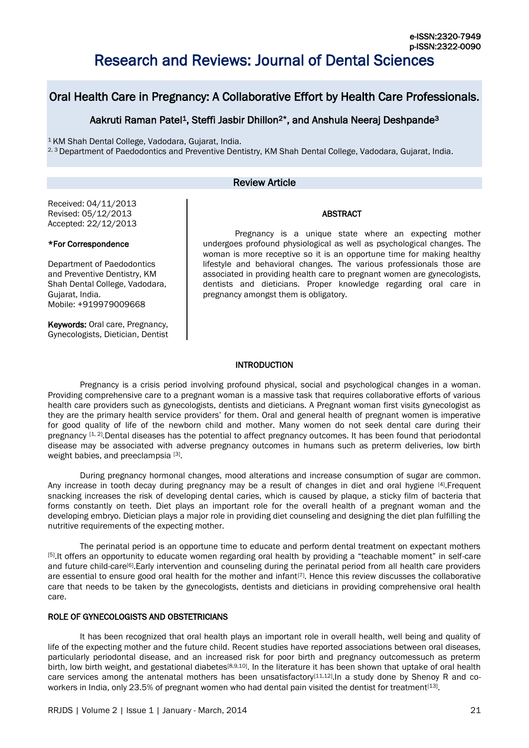e-ISSN:2320-7949
p-ISSN:2322-0090

# Research and Reviews: Journal of Dental Sciences

## Oral Health Care in Pregnancy: A Collaborative Effort by Health Care Professionals.

### Aakruti Raman Patel[1], Steffi Jasbir Dhillon[2]*, and Anshula Neeraj Deshpande[3]

[1] KM Shah Dental College, Vadodara, Gujarat, India.
[2, 3] Department of Paedodontics and Preventive Dentistry, KM Shah Dental College, Vadodara, Gujarat, India.

**Review Article**

Received: 04/11/2013
Revised: 05/12/2013
Accepted: 22/12/2013

**\*For Correspondence**

Department of Paedodontics and Preventive Dentistry, KM Shah Dental College, Vadodara, Gujarat, India.
Mobile: +919979009668

**Keywords:** Oral care, Pregnancy, Gynecologists, Dietician, Dentist

**ABSTRACT**

Pregnancy is a unique state where an expecting mother undergoes profound physiological as well as psychological changes. The woman is more receptive so it is an opportune time for making healthy lifestyle and behavioral changes. The various professionals those are associated in providing health care to pregnant women are gynecologists, dentists and dieticians. Proper knowledge regarding oral care in pregnancy amongst them is obligatory.

## INTRODUCTION

Pregnancy is a crisis period involving profound physical, social and psychological changes in a woman. Providing comprehensive care to a pregnant woman is a massive task that requires collaborative efforts of various health care providers such as gynecologists, dentists and dieticians. A Pregnant woman first visits gynecologist as they are the primary health service providers' for them. Oral and general health of pregnant women is imperative for good quality of life of the newborn child and mother. Many women do not seek dental care during their pregnancy [1, 2].Dental diseases has the potential to affect pregnancy outcomes. It has been found that periodontal disease may be associated with adverse pregnancy outcomes in humans such as preterm deliveries, low birth weight babies, and preeclampsia [3].

During pregnancy hormonal changes, mood alterations and increase consumption of sugar are common. Any increase in tooth decay during pregnancy may be a result of changes in diet and oral hygiene [4].Frequent snacking increases the risk of developing dental caries, which is caused by plaque, a sticky film of bacteria that forms constantly on teeth. Diet plays an important role for the overall health of a pregnant woman and the developing embryo. Dietician plays a major role in providing diet counseling and designing the diet plan fulfilling the nutritive requirements of the expecting mother.

The perinatal period is an opportune time to educate and perform dental treatment on expectant mothers [5].It offers an opportunity to educate women regarding oral health by providing a "teachable moment" in self-care and future child-care[6].Early intervention and counseling during the perinatal period from all health care providers are essential to ensure good oral health for the mother and infant[7]. Hence this review discusses the collaborative care that needs to be taken by the gynecologists, dentists and dieticians in providing comprehensive oral health care.

## ROLE OF GYNECOLOGISTS AND OBSTETRICIANS

It has been recognized that oral health plays an important role in overall health, well being and quality of life of the expecting mother and the future child. Recent studies have reported associations between oral diseases, particularly periodontal disease, and an increased risk for poor birth and pregnancy outcomessuch as preterm birth, low birth weight, and gestational diabetes[8,9,10]. In the literature it has been shown that uptake of oral health care services among the antenatal mothers has been unsatisfactory[11,12].In a study done by Shenoy R and co-workers in India, only 23.5% of pregnant women who had dental pain visited the dentist for treatment[13].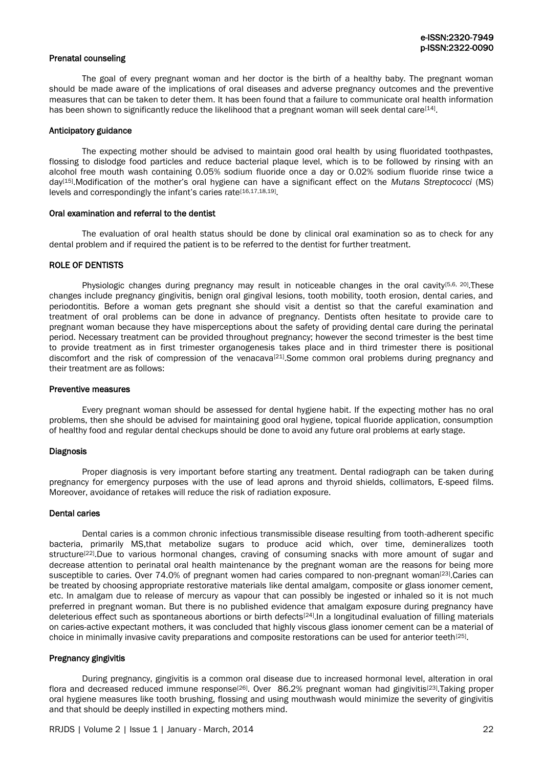#### Prenatal counseling

The goal of every pregnant woman and her doctor is the birth of a healthy baby. The pregnant woman should be made aware of the implications of oral diseases and adverse pregnancy outcomes and the preventive measures that can be taken to deter them. It has been found that a failure to communicate oral health information has been shown to significantly reduce the likelihood that a pregnant woman will seek dental care[14].

#### Anticipatory guidance

The expecting mother should be advised to maintain good oral health by using fluoridated toothpastes, flossing to dislodge food particles and reduce bacterial plaque level, which is to be followed by rinsing with an alcohol free mouth wash containing 0.05% sodium fluoride once a day or 0.02% sodium fluoride rinse twice a day[15].Modification of the mother's oral hygiene can have a significant effect on the *Mutans Streptococci* (MS) levels and correspondingly the infant's caries rate[16,17,18,19].

#### Oral examination and referral to the dentist

The evaluation of oral health status should be done by clinical oral examination so as to check for any dental problem and if required the patient is to be referred to the dentist for further treatment.

### ROLE OF DENTISTS

Physiologic changes during pregnancy may result in noticeable changes in the oral cavity[5,6, 20].These changes include pregnancy gingivitis, benign oral gingival lesions, tooth mobility, tooth erosion, dental caries, and periodontitis. Before a woman gets pregnant she should visit a dentist so that the careful examination and treatment of oral problems can be done in advance of pregnancy. Dentists often hesitate to provide care to pregnant woman because they have misperceptions about the safety of providing dental care during the perinatal period. Necessary treatment can be provided throughout pregnancy; however the second trimester is the best time to provide treatment as in first trimester organogenesis takes place and in third trimester there is positional discomfort and the risk of compression of the venacava[21].Some common oral problems during pregnancy and their treatment are as follows:

#### Preventive measures

Every pregnant woman should be assessed for dental hygiene habit. If the expecting mother has no oral problems, then she should be advised for maintaining good oral hygiene, topical fluoride application, consumption of healthy food and regular dental checkups should be done to avoid any future oral problems at early stage.

#### Diagnosis

Proper diagnosis is very important before starting any treatment. Dental radiograph can be taken during pregnancy for emergency purposes with the use of lead aprons and thyroid shields, collimators, E-speed films. Moreover, avoidance of retakes will reduce the risk of radiation exposure.

#### Dental caries

Dental caries is a common chronic infectious transmissible disease resulting from tooth-adherent specific bacteria, primarily MS,that metabolize sugars to produce acid which, over time, demineralizes tooth structure[22].Due to various hormonal changes, craving of consuming snacks with more amount of sugar and decrease attention to perinatal oral health maintenance by the pregnant woman are the reasons for being more susceptible to caries. Over 74.0% of pregnant women had caries compared to non-pregnant woman[23].Caries can be treated by choosing appropriate restorative materials like dental amalgam, composite or glass ionomer cement, etc. In amalgam due to release of mercury as vapour that can possibly be ingested or inhaled so it is not much preferred in pregnant woman. But there is no published evidence that amalgam exposure during pregnancy have deleterious effect such as spontaneous abortions or birth defects[24].In a longitudinal evaluation of filling materials on caries-active expectant mothers, it was concluded that highly viscous glass ionomer cement can be a material of choice in minimally invasive cavity preparations and composite restorations can be used for anterior teeth[25].

#### Pregnancy gingivitis

During pregnancy, gingivitis is a common oral disease due to increased hormonal level, alteration in oral flora and decreased reduced immune response[26]. Over 86.2% pregnant woman had gingivitis[23].Taking proper oral hygiene measures like tooth brushing, flossing and using mouthwash would minimize the severity of gingivitis and that should be deeply instilled in expecting mothers mind.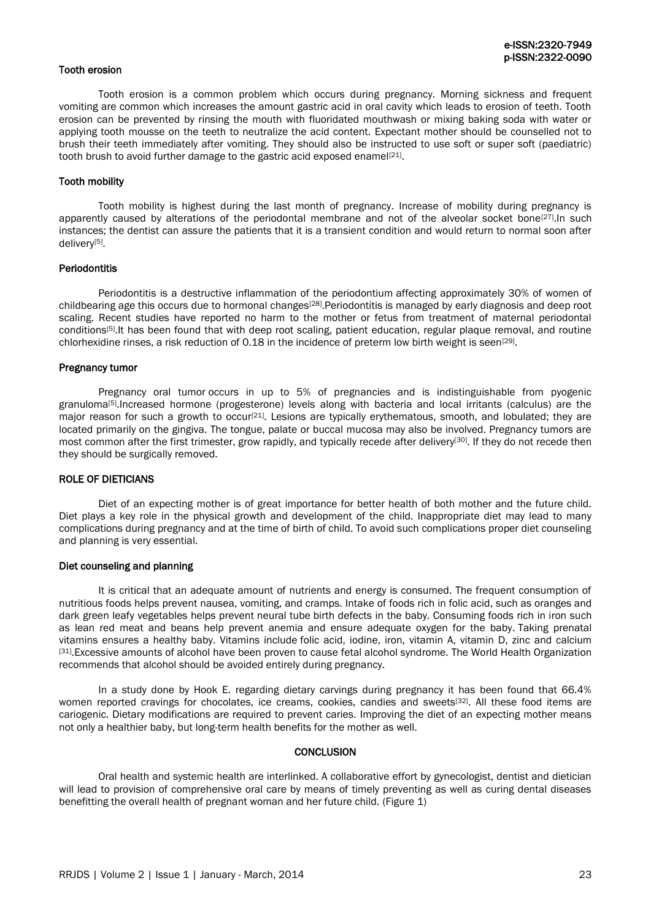### Tooth erosion

Tooth erosion is a common problem which occurs during pregnancy. Morning sickness and frequent vomiting are common which increases the amount gastric acid in oral cavity which leads to erosion of teeth. Tooth erosion can be prevented by rinsing the mouth with fluoridated mouthwash or mixing baking soda with water or applying tooth mousse on the teeth to neutralize the acid content. Expectant mother should be counselled not to brush their teeth immediately after vomiting. They should also be instructed to use soft or super soft (paediatric) tooth brush to avoid further damage to the gastric acid exposed enamel[21].

### Tooth mobility

Tooth mobility is highest during the last month of pregnancy. Increase of mobility during pregnancy is apparently caused by alterations of the periodontal membrane and not of the alveolar socket bone[27].In such instances; the dentist can assure the patients that it is a transient condition and would return to normal soon after delivery[5].

### Periodontitis

Periodontitis is a destructive inflammation of the periodontium affecting approximately 30% of women of childbearing age this occurs due to hormonal changes[28].Periodontitis is managed by early diagnosis and deep root scaling. Recent studies have reported no harm to the mother or fetus from treatment of maternal periodontal conditions[5].It has been found that with deep root scaling, patient education, regular plaque removal, and routine chlorhexidine rinses, a risk reduction of 0.18 in the incidence of preterm low birth weight is seen[29].

### Pregnancy tumor

Pregnancy oral tumor occurs in up to 5% of pregnancies and is indistinguishable from pyogenic granuloma[5].Increased hormone (progesterone) levels along with bacteria and local irritants (calculus) are the major reason for such a growth to occur[21]. Lesions are typically erythematous, smooth, and lobulated; they are located primarily on the gingiva. The tongue, palate or buccal mucosa may also be involved. Pregnancy tumors are most common after the first trimester, grow rapidly, and typically recede after delivery[30]. If they do not recede then they should be surgically removed.

## ROLE OF DIETICIANS

Diet of an expecting mother is of great importance for better health of both mother and the future child. Diet plays a key role in the physical growth and development of the child. Inappropriate diet may lead to many complications during pregnancy and at the time of birth of child. To avoid such complications proper diet counseling and planning is very essential.

### Diet counseling and planning

It is critical that an adequate amount of nutrients and energy is consumed. The frequent consumption of nutritious foods helps prevent nausea, vomiting, and cramps. Intake of foods rich in folic acid, such as oranges and dark green leafy vegetables helps prevent neural tube birth defects in the baby. Consuming foods rich in iron such as lean red meat and beans help prevent anemia and ensure adequate oxygen for the baby. Taking prenatal vitamins ensures a healthy baby. Vitamins include folic acid, iodine, iron, vitamin A, vitamin D, zinc and calcium [31].Excessive amounts of alcohol have been proven to cause fetal alcohol syndrome. The World Health Organization recommends that alcohol should be avoided entirely during pregnancy.

In a study done by Hook E. regarding dietary carvings during pregnancy it has been found that 66.4% women reported cravings for chocolates, ice creams, cookies, candies and sweets[32]. All these food items are cariogenic. Dietary modifications are required to prevent caries. Improving the diet of an expecting mother means not only a healthier baby, but long-term health benefits for the mother as well.

## CONCLUSION

Oral health and systemic health are interlinked. A collaborative effort by gynecologist, dentist and dietician will lead to provision of comprehensive oral care by means of timely preventing as well as curing dental diseases benefitting the overall health of pregnant woman and her future child. (Figure 1)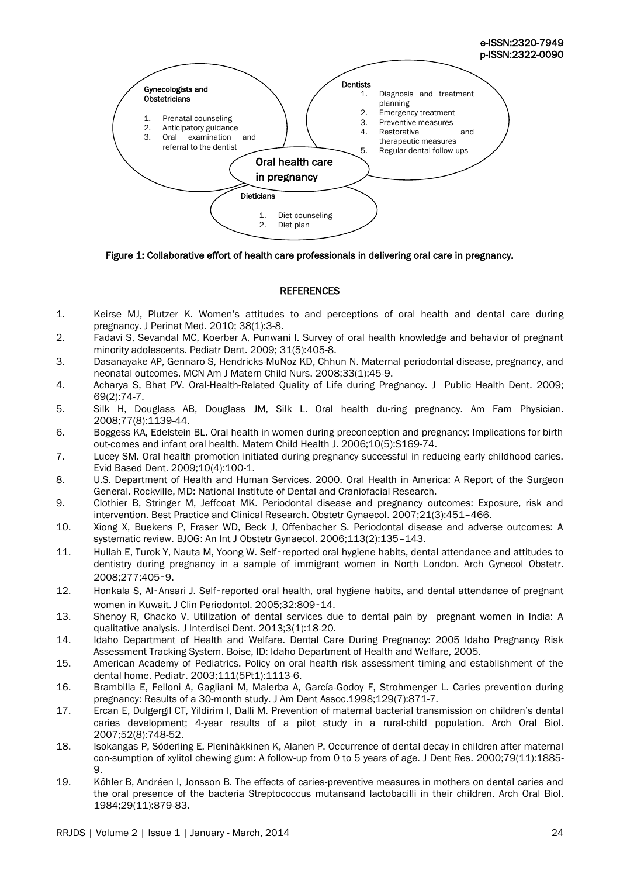**Gynecologists and Obstetricians**

1. Prenatal counseling
2. Anticipatory guidance
3. Oral examination and referral to the dentist

**Dentists**

1. Diagnosis and treatment planning
2. Emergency treatment
3. Preventive measures
4. Restorative and therapeutic measures
5. Regular dental follow ups

**Oral health care in pregnancy**

**Dieticians**

1. Diet counseling
2. Diet plan

**Figure 1: Collaborative effort of health care professionals in delivering oral care in pregnancy.**

## REFERENCES

1. Keirse MJ, Plutzer K. Women's attitudes to and perceptions of oral health and dental care during pregnancy. J Perinat Med. 2010; 38(1):3-8.
2. Fadavi S, Sevandal MC, Koerber A, Punwani I. Survey of oral health knowledge and behavior of pregnant minority adolescents. Pediatr Dent. 2009; 31(5):405-8.
3. Dasanayake AP, Gennaro S, Hendricks-MuNoz KD, Chhun N. Maternal periodontal disease, pregnancy, and neonatal outcomes. MCN Am J Matern Child Nurs. 2008;33(1):45-9.
4. Acharya S, Bhat PV. Oral-Health-Related Quality of Life during Pregnancy. J Public Health Dent. 2009; 69(2):74-7.
5. Silk H, Douglass AB, Douglass JM, Silk L. Oral health du-ring pregnancy. Am Fam Physician. 2008;77(8):1139-44.
6. Boggess KA, Edelstein BL. Oral health in women during preconception and pregnancy: Implications for birth out-comes and infant oral health. Matern Child Health J. 2006;10(5):S169-74.
7. Lucey SM. Oral health promotion initiated during pregnancy successful in reducing early childhood caries. Evid Based Dent. 2009;10(4):100-1.
8. U.S. Department of Health and Human Services. 2000. Oral Health in America: A Report of the Surgeon General. Rockville, MD: National Institute of Dental and Craniofacial Research.
9. Clothier B, Stringer M, Jeffcoat MK. Periodontal disease and pregnancy outcomes: Exposure, risk and intervention. Best Practice and Clinical Research. Obstetr Gynaecol. 2007;21(3):451–466.
10. Xiong X, Buekens P, Fraser WD, Beck J, Offenbacher S. Periodontal disease and adverse outcomes: A systematic review. BJOG: An Int J Obstetr Gynaecol. 2006;113(2):135–143.
11. Hullah E, Turok Y, Nauta M, Yoong W. Self-reported oral hygiene habits, dental attendance and attitudes to dentistry during pregnancy in a sample of immigrant women in North London. Arch Gynecol Obstetr. 2008;277:405-9.
12. Honkala S, Al-Ansari J. Self-reported oral health, oral hygiene habits, and dental attendance of pregnant women in Kuwait. J Clin Periodontol. 2005;32:809-14.
13. Shenoy R, Chacko V. Utilization of dental services due to dental pain by pregnant women in India: A qualitative analysis. J Interdisci Dent. 2013;3(1):18-20.
14. Idaho Department of Health and Welfare. Dental Care During Pregnancy: 2005 Idaho Pregnancy Risk Assessment Tracking System. Boise, ID: Idaho Department of Health and Welfare, 2005.
15. American Academy of Pediatrics. Policy on oral health risk assessment timing and establishment of the dental home. Pediatr. 2003;111(5Pt1):1113-6.
16. Brambilla E, Felloni A, Gagliani M, Malerba A, García-Godoy F, Strohmenger L. Caries prevention during pregnancy: Results of a 30-month study. J Am Dent Assoc.1998;129(7):871-7.
17. Ercan E, Dulgergil CT, Yildirim I, Dalli M. Prevention of maternal bacterial transmission on children's dental caries development; 4-year results of a pilot study in a rural-child population. Arch Oral Biol. 2007;52(8):748-52.
18. Isokangas P, Söderling E, Pienihäkkinen K, Alanen P. Occurrence of dental decay in children after maternal con-sumption of xylitol chewing gum: A follow-up from 0 to 5 years of age. J Dent Res. 2000;79(11):1885-9.
19. Köhler B, Andréen I, Jonsson B. The effects of caries-preventive measures in mothers on dental caries and the oral presence of the bacteria Streptococcus mutansand lactobacilli in their children. Arch Oral Biol. 1984;29(11):879-83.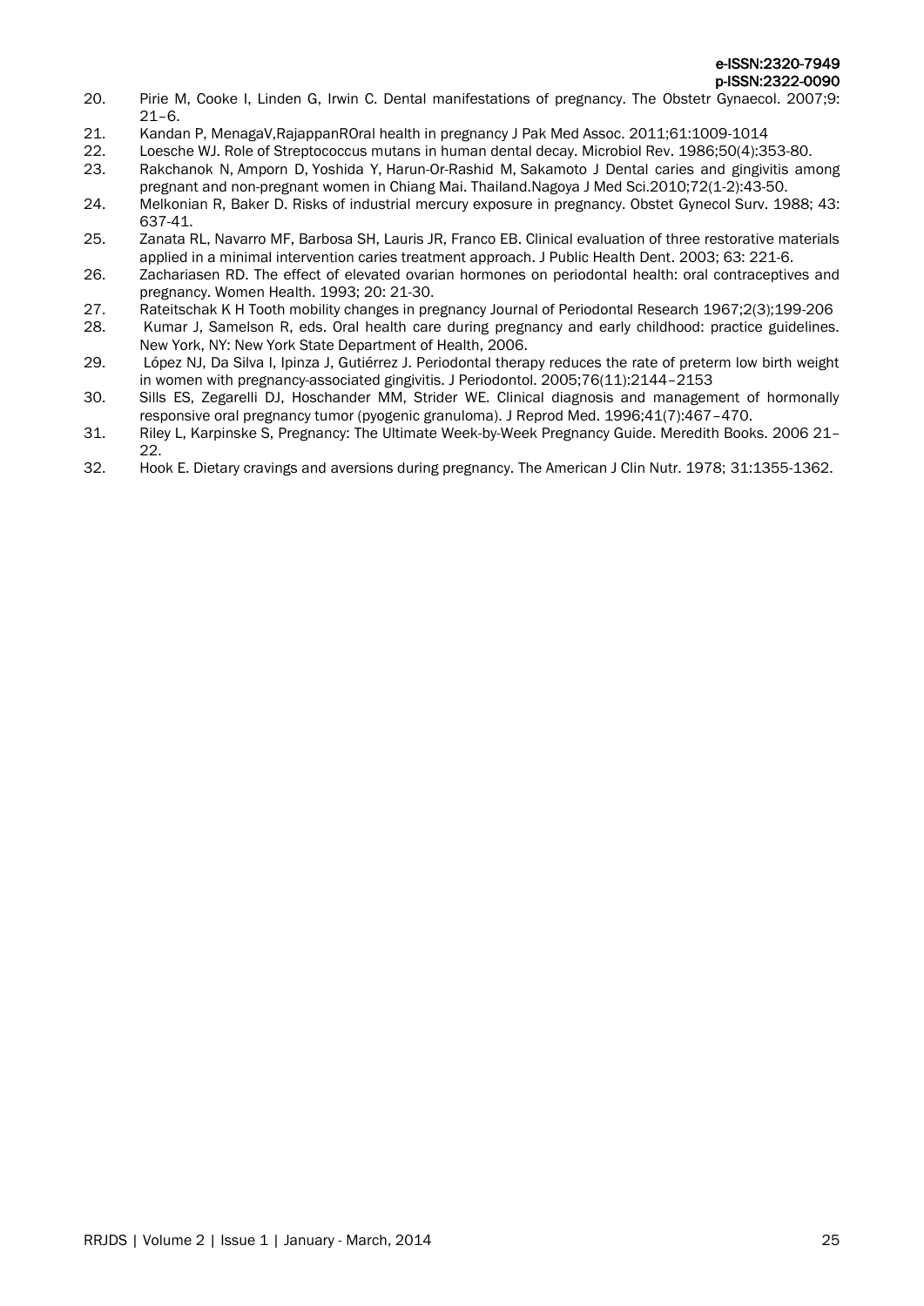20. Pirie M, Cooke I, Linden G, Irwin C. Dental manifestations of pregnancy. The Obstetr Gynaecol. 2007;9: 21–6.
21. Kandan P, MenagaV,RajappanROral health in pregnancy J Pak Med Assoc. 2011;61:1009-1014
22. Loesche WJ. Role of Streptococcus mutans in human dental decay. Microbiol Rev. 1986;50(4):353-80.
23. Rakchanok N, Amporn D, Yoshida Y, Harun-Or-Rashid M, Sakamoto J Dental caries and gingivitis among pregnant and non-pregnant women in Chiang Mai. Thailand.Nagoya J Med Sci.2010;72(1-2):43-50.
24. Melkonian R, Baker D. Risks of industrial mercury exposure in pregnancy. Obstet Gynecol Surv. 1988; 43: 637-41.
25. Zanata RL, Navarro MF, Barbosa SH, Lauris JR, Franco EB. Clinical evaluation of three restorative materials applied in a minimal intervention caries treatment approach. J Public Health Dent. 2003; 63: 221-6.
26. Zachariasen RD. The effect of elevated ovarian hormones on periodontal health: oral contraceptives and pregnancy. Women Health. 1993; 20: 21-30.
27. Rateitschak K H Tooth mobility changes in pregnancy Journal of Periodontal Research 1967;2(3);199-206
28. Kumar J, Samelson R, eds. Oral health care during pregnancy and early childhood: practice guidelines. New York, NY: New York State Department of Health, 2006.
29. López NJ, Da Silva I, Ipinza J, Gutiérrez J. Periodontal therapy reduces the rate of preterm low birth weight in women with pregnancy-associated gingivitis. J Periodontol. 2005;76(11):2144–2153
30. Sills ES, Zegarelli DJ, Hoschander MM, Strider WE. Clinical diagnosis and management of hormonally responsive oral pregnancy tumor (pyogenic granuloma). J Reprod Med. 1996;41(7):467–470.
31. Riley L, Karpinske S, Pregnancy: The Ultimate Week-by-Week Pregnancy Guide. Meredith Books. 2006 21–22.
32. Hook E. Dietary cravings and aversions during pregnancy. The American J Clin Nutr. 1978; 31:1355-1362.